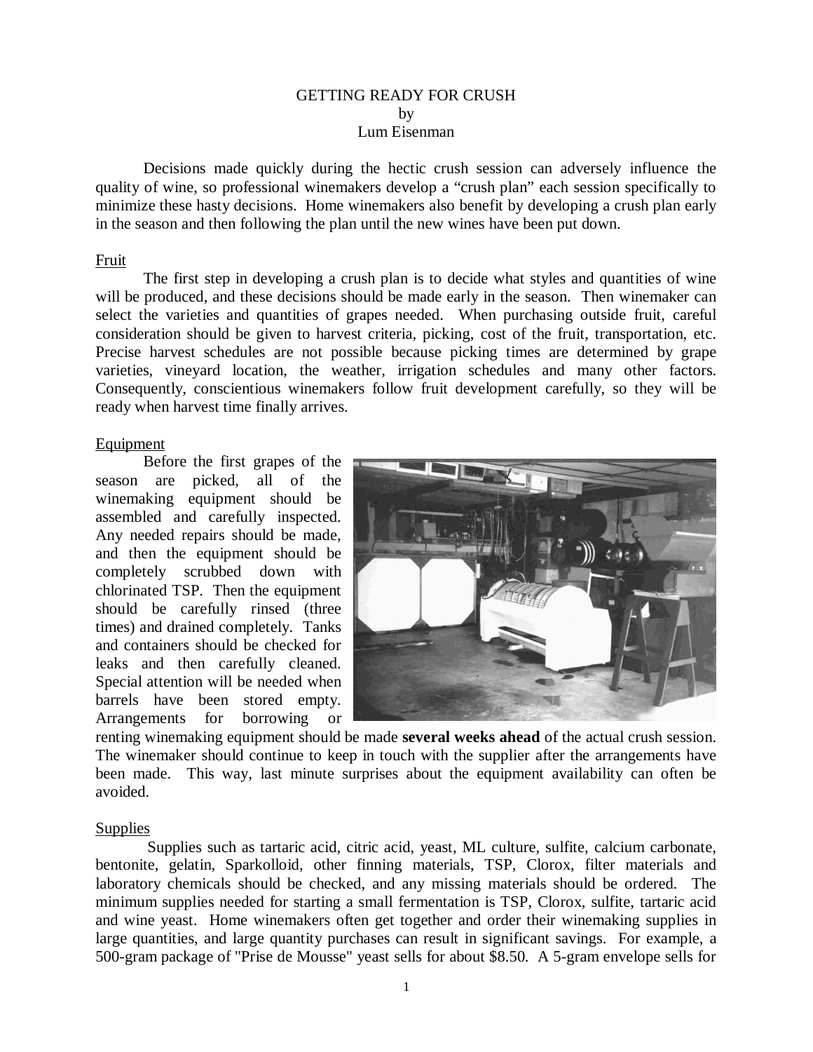# GETTING READY FOR CRUSH

by

Lum Eisenman

Decisions made quickly during the hectic crush session can adversely influence the quality of wine, so professional winemakers develop a "crush plan" each session specifically to minimize these hasty decisions. Home winemakers also benefit by developing a crush plan early in the season and then following the plan until the new wines have been put down.

## Fruit

The first step in developing a crush plan is to decide what styles and quantities of wine will be produced, and these decisions should be made early in the season. Then winemaker can select the varieties and quantities of grapes needed. When purchasing outside fruit, careful consideration should be given to harvest criteria, picking, cost of the fruit, transportation, etc. Precise harvest schedules are not possible because picking times are determined by grape varieties, vineyard location, the weather, irrigation schedules and many other factors. Consequently, conscientious winemakers follow fruit development carefully, so they will be ready when harvest time finally arrives.

## Equipment

Before the first grapes of the season are picked, all of the winemaking equipment should be assembled and carefully inspected. Any needed repairs should be made, and then the equipment should be completely scrubbed down with chlorinated TSP. Then the equipment should be carefully rinsed (three times) and drained completely. Tanks and containers should be checked for leaks and then carefully cleaned. Special attention will be needed when barrels have been stored empty. Arrangements for borrowing or renting winemaking equipment should be made **several weeks ahead** of the actual crush session. The winemaker should continue to keep in touch with the supplier after the arrangements have been made. This way, last minute surprises about the equipment availability can often be avoided.

## Supplies

Supplies such as tartaric acid, citric acid, yeast, ML culture, sulfite, calcium carbonate, bentonite, gelatin, Sparkolloid, other finning materials, TSP, Clorox, filter materials and laboratory chemicals should be checked, and any missing materials should be ordered. The minimum supplies needed for starting a small fermentation is TSP, Clorox, sulfite, tartaric acid and wine yeast. Home winemakers often get together and order their winemaking supplies in large quantities, and large quantity purchases can result in significant savings. For example, a 500-gram package of "Prise de Mousse" yeast sells for about $8.50. A 5-gram envelope sells for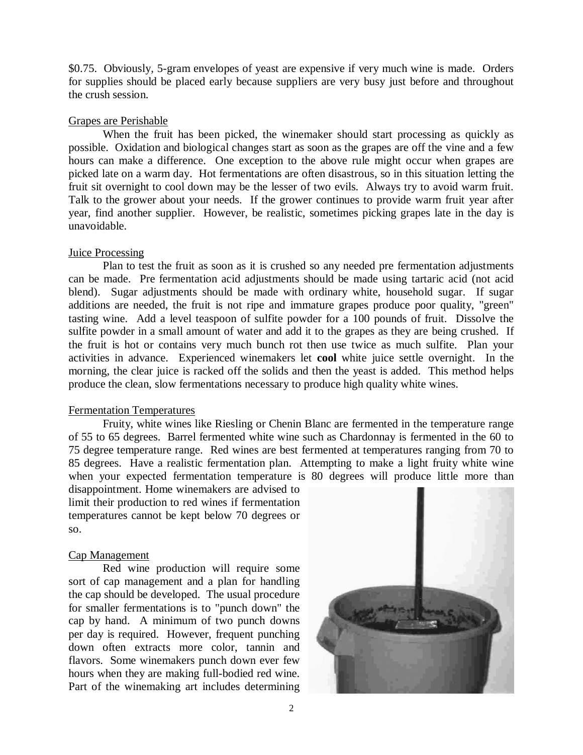$0.75. Obviously, 5-gram envelopes of yeast are expensive if very much wine is made. Orders for supplies should be placed early because suppliers are very busy just before and throughout the crush session.

Grapes are Perishable

When the fruit has been picked, the winemaker should start processing as quickly as possible. Oxidation and biological changes start as soon as the grapes are off the vine and a few hours can make a difference. One exception to the above rule might occur when grapes are picked late on a warm day. Hot fermentations are often disastrous, so in this situation letting the fruit sit overnight to cool down may be the lesser of two evils. Always try to avoid warm fruit. Talk to the grower about your needs. If the grower continues to provide warm fruit year after year, find another supplier. However, be realistic, sometimes picking grapes late in the day is unavoidable.

Juice Processing

Plan to test the fruit as soon as it is crushed so any needed pre fermentation adjustments can be made. Pre fermentation acid adjustments should be made using tartaric acid (not acid blend). Sugar adjustments should be made with ordinary white, household sugar. If sugar additions are needed, the fruit is not ripe and immature grapes produce poor quality, "green" tasting wine. Add a level teaspoon of sulfite powder for a 100 pounds of fruit. Dissolve the sulfite powder in a small amount of water and add it to the grapes as they are being crushed. If the fruit is hot or contains very much bunch rot then use twice as much sulfite. Plan your activities in advance. Experienced winemakers let **cool** white juice settle overnight. In the morning, the clear juice is racked off the solids and then the yeast is added. This method helps produce the clean, slow fermentations necessary to produce high quality white wines.

Fermentation Temperatures

Fruity, white wines like Riesling or Chenin Blanc are fermented in the temperature range of 55 to 65 degrees. Barrel fermented white wine such as Chardonnay is fermented in the 60 to 75 degree temperature range. Red wines are best fermented at temperatures ranging from 70 to 85 degrees. Have a realistic fermentation plan. Attempting to make a light fruity white wine when your expected fermentation temperature is 80 degrees will produce little more than disappointment. Home winemakers are advised to limit their production to red wines if fermentation temperatures cannot be kept below 70 degrees or so.

Cap Management

Red wine production will require some sort of cap management and a plan for handling the cap should be developed. The usual procedure for smaller fermentations is to "punch down" the cap by hand. A minimum of two punch downs per day is required. However, frequent punching down often extracts more color, tannin and flavors. Some winemakers punch down ever few hours when they are making full-bodied red wine. Part of the winemaking art includes determining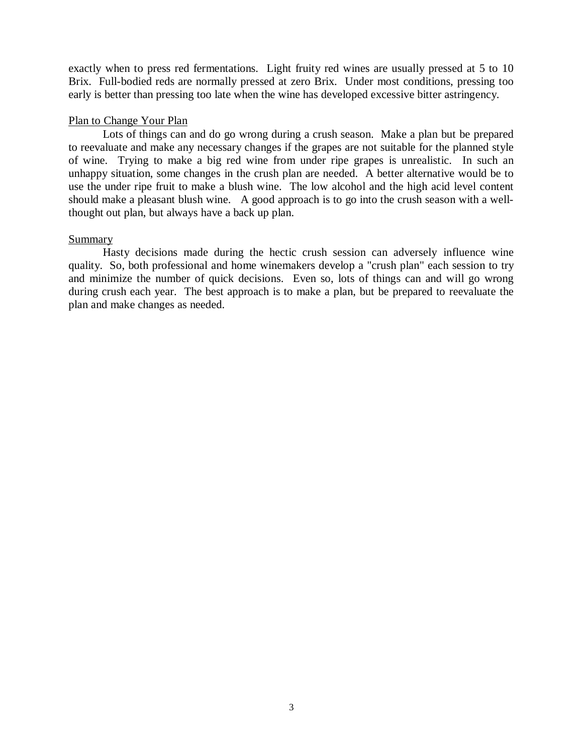exactly when to press red fermentations. Light fruity red wines are usually pressed at 5 to 10 Brix. Full-bodied reds are normally pressed at zero Brix. Under most conditions, pressing too early is better than pressing too late when the wine has developed excessive bitter astringency.

<u>Plan to Change Your Plan</u>

Lots of things can and do go wrong during a crush season. Make a plan but be prepared to reevaluate and make any necessary changes if the grapes are not suitable for the planned style of wine. Trying to make a big red wine from under ripe grapes is unrealistic. In such an unhappy situation, some changes in the crush plan are needed. A better alternative would be to use the under ripe fruit to make a blush wine. The low alcohol and the high acid level content should make a pleasant blush wine. A good approach is to go into the crush season with a well-thought out plan, but always have a back up plan.

<u>Summary</u>

Hasty decisions made during the hectic crush session can adversely influence wine quality. So, both professional and home winemakers develop a "crush plan" each session to try and minimize the number of quick decisions. Even so, lots of things can and will go wrong during crush each year. The best approach is to make a plan, but be prepared to reevaluate the plan and make changes as needed.